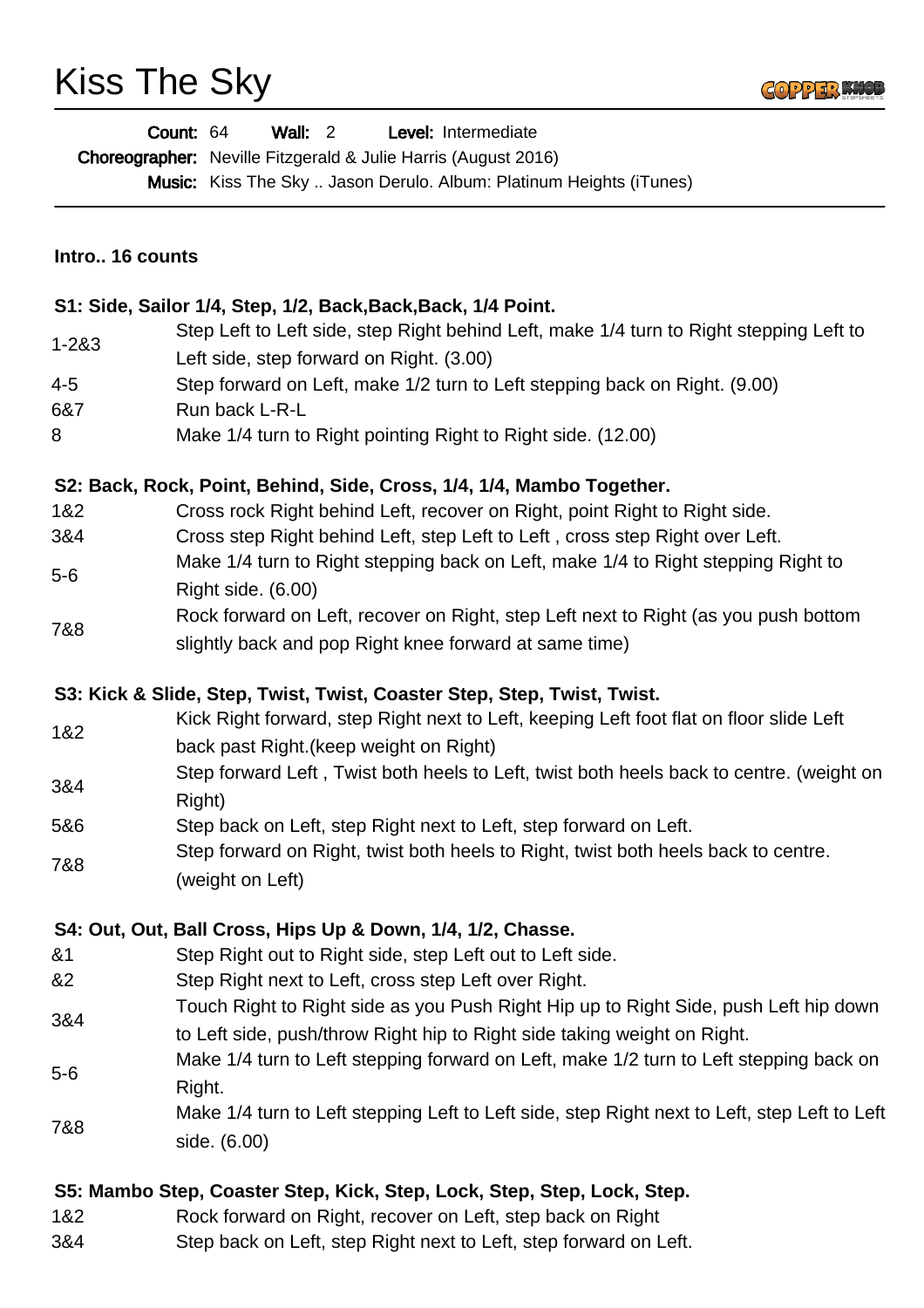# Kiss The Sky

**Count:** 64 **Wall:** 2 **Level:** Intermediate

**Choreographer:** Neville Fitzgerald & Julie Harris (August 2016)

**Music:** Kiss The Sky .. Jason Derulo. Album: Platinum Heights (iTunes)

---

**Intro.. 16 counts**

**S1: Side, Sailor 1/4, Step, 1/2, Back,Back,Back, 1/4 Point.**

| | |
|---|---|
| 1-2&3 | Step Left to Left side, step Right behind Left, make 1/4 turn to Right stepping Left to Left side, step forward on Right. (3.00) |
| 4-5 | Step forward on Left, make 1/2 turn to Left stepping back on Right. (9.00) |
| 6&7 | Run back L-R-L |
| 8 | Make 1/4 turn to Right pointing Right to Right side. (12.00) |

**S2: Back, Rock, Point, Behind, Side, Cross, 1/4, 1/4, Mambo Together.**

| | |
|---|---|
| 1&2 | Cross rock Right behind Left, recover on Right, point Right to Right side. |
| 3&4 | Cross step Right behind Left, step Left to Left , cross step Right over Left. |
| 5-6 | Make 1/4 turn to Right stepping back on Left, make 1/4 to Right stepping Right to Right side. (6.00) |
| 7&8 | Rock forward on Left, recover on Right, step Left next to Right (as you push bottom slightly back and pop Right knee forward at same time) |

**S3: Kick & Slide, Step, Twist, Twist, Coaster Step, Step, Twist, Twist.**

| | |
|---|---|
| 1&2 | Kick Right forward, step Right next to Left, keeping Left foot flat on floor slide Left back past Right.(keep weight on Right) |
| 3&4 | Step forward Left , Twist both heels to Left, twist both heels back to centre. (weight on Right) |
| 5&6 | Step back on Left, step Right next to Left, step forward on Left. |
| 7&8 | Step forward on Right, twist both heels to Right, twist both heels back to centre. (weight on Left) |

**S4: Out, Out, Ball Cross, Hips Up & Down, 1/4, 1/2, Chasse.**

| | |
|---|---|
| &1 | Step Right out to Right side, step Left out to Left side. |
| &2 | Step Right next to Left, cross step Left over Right. |
| 3&4 | Touch Right to Right side as you Push Right Hip up to Right Side, push Left hip down to Left side, push/throw Right hip to Right side taking weight on Right. |
| 5-6 | Make 1/4 turn to Left stepping forward on Left, make 1/2 turn to Left stepping back on Right. |
| 7&8 | Make 1/4 turn to Left stepping Left to Left side, step Right next to Left, step Left to Left side. (6.00) |

**S5: Mambo Step, Coaster Step, Kick, Step, Lock, Step, Step, Lock, Step.**

| | |
|---|---|
| 1&2 | Rock forward on Right, recover on Left, step back on Right |
| 3&4 | Step back on Left, step Right next to Left, step forward on Left. |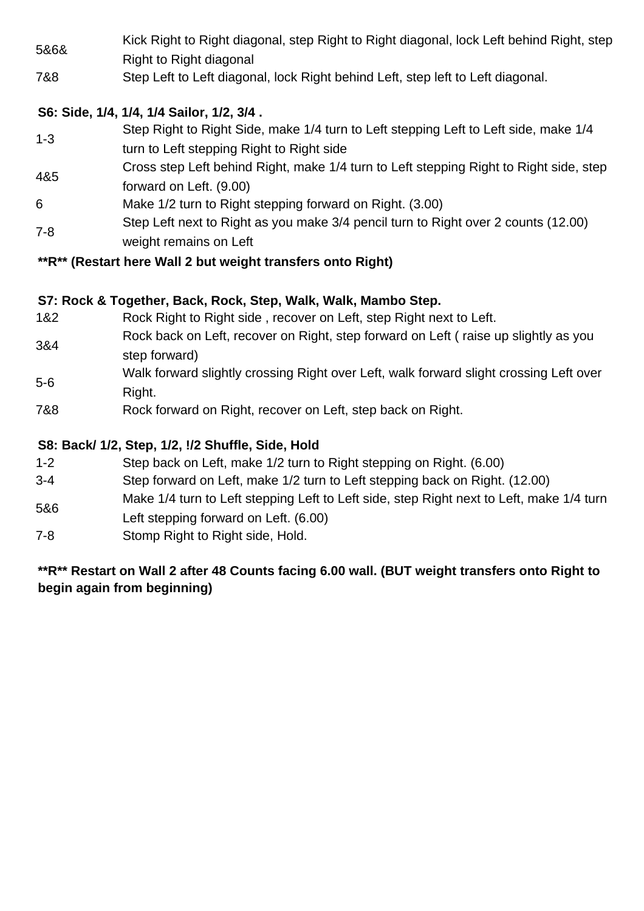| | |
|---|---|
| 5&6& | Kick Right to Right diagonal, step Right to Right diagonal, lock Left behind Right, step Right to Right diagonal |
| 7&8 | Step Left to Left diagonal, lock Right behind Left, step left to Left diagonal. |

**S6: Side, 1/4, 1/4, 1/4 Sailor, 1/2, 3/4 .**

| | |
|---|---|
| 1-3 | Step Right to Right Side, make 1/4 turn to Left stepping Left to Left side, make 1/4 turn to Left stepping Right to Right side |
| 4&5 | Cross step Left behind Right, make 1/4 turn to Left stepping Right to Right side, step forward on Left. (9.00) |
| 6 | Make 1/2 turn to Right stepping forward on Right. (3.00) |
| 7-8 | Step Left next to Right as you make 3/4 pencil turn to Right over 2 counts (12.00) weight remains on Left |

**\*\*R\*\* (Restart here Wall 2 but weight transfers onto Right)**

**S7: Rock & Together, Back, Rock, Step, Walk, Walk, Mambo Step.**

| | |
|---|---|
| 1&2 | Rock Right to Right side , recover on Left, step Right next to Left. |
| 3&4 | Rock back on Left, recover on Right, step forward on Left ( raise up slightly as you step forward) |
| 5-6 | Walk forward slightly crossing Right over Left, walk forward slight crossing Left over Right. |
| 7&8 | Rock forward on Right, recover on Left, step back on Right. |

**S8: Back/ 1/2, Step, 1/2, !/2 Shuffle, Side, Hold**

| | |
|---|---|
| 1-2 | Step back on Left, make 1/2 turn to Right stepping on Right. (6.00) |
| 3-4 | Step forward on Left, make 1/2 turn to Left stepping back on Right. (12.00) |
| 5&6 | Make 1/4 turn to Left stepping Left to Left side, step Right next to Left, make 1/4 turn Left stepping forward on Left. (6.00) |
| 7-8 | Stomp Right to Right side, Hold. |

**\*\*R\*\* Restart on Wall 2 after 48 Counts facing 6.00 wall. (BUT weight transfers onto Right to begin again from beginning)**